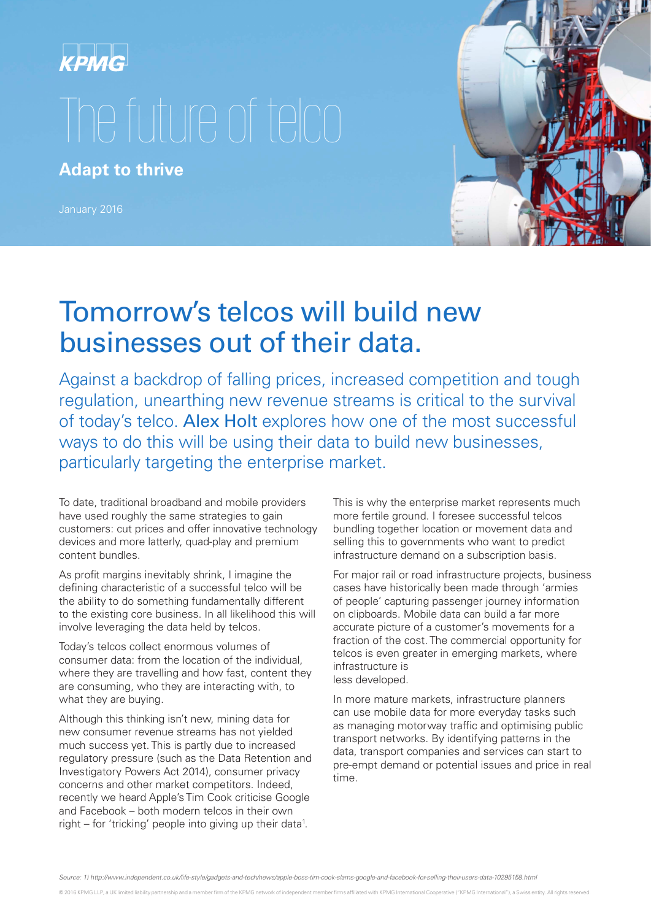KPMG

# The future of telco

**Adapt to thrive**

January 2016

## Tomorrow's telcos will build new businesses out of their data.

Against a backdrop of falling prices, increased competition and tough regulation, unearthing new revenue streams is critical to the survival of today's telco. Alex Holt explores how one of the most successful ways to do this will be using their data to build new businesses, particularly targeting the enterprise market.

To date, traditional broadband and mobile providers have used roughly the same strategies to gain customers: cut prices and offer innovative technology devices and more latterly, quad-play and premium content bundles.

As profit margins inevitably shrink, I imagine the defining characteristic of a successful telco will be the ability to do something fundamentally different to the existing core business. In all likelihood this will involve leveraging the data held by telcos.

Today's telcos collect enormous volumes of consumer data: from the location of the individual, where they are travelling and how fast, content they are consuming, who they are interacting with, to what they are buying.

Although this thinking isn't new, mining data for new consumer revenue streams has not yielded much success yet. This is partly due to increased regulatory pressure (such as the Data Retention and Investigatory Powers Act 2014), consumer privacy concerns and other market competitors. Indeed, recently we heard Apple's Tim Cook criticise Google and Facebook – both modern telcos in their own right – for 'tricking' people into giving up their data[1].

This is why the enterprise market represents much more fertile ground. I foresee successful telcos bundling together location or movement data and selling this to governments who want to predict infrastructure demand on a subscription basis.

For major rail or road infrastructure projects, business cases have historically been made through 'armies of people' capturing passenger journey information on clipboards. Mobile data can build a far more accurate picture of a customer's movements for a fraction of the cost. The commercial opportunity for telcos is even greater in emerging markets, where infrastructure is less developed.

In more mature markets, infrastructure planners can use mobile data for more everyday tasks such as managing motorway traffic and optimising public transport networks. By identifying patterns in the data, transport companies and services can start to pre-empt demand or potential issues and price in real time.

*Source: 1) http://www.independent.co.uk/life-style/gadgets-and-tech/news/apple-boss-tim-cook-slams-google-and-facebook-for-selling-their-users-data-10295158.html*

© 2016 KPMG LLP, a UK limited liability partnership and a member firm of the KPMG network of independent member firms affiliated with KPMG International Cooperative ("KPMG International"), a Swiss entity. All rights reserved.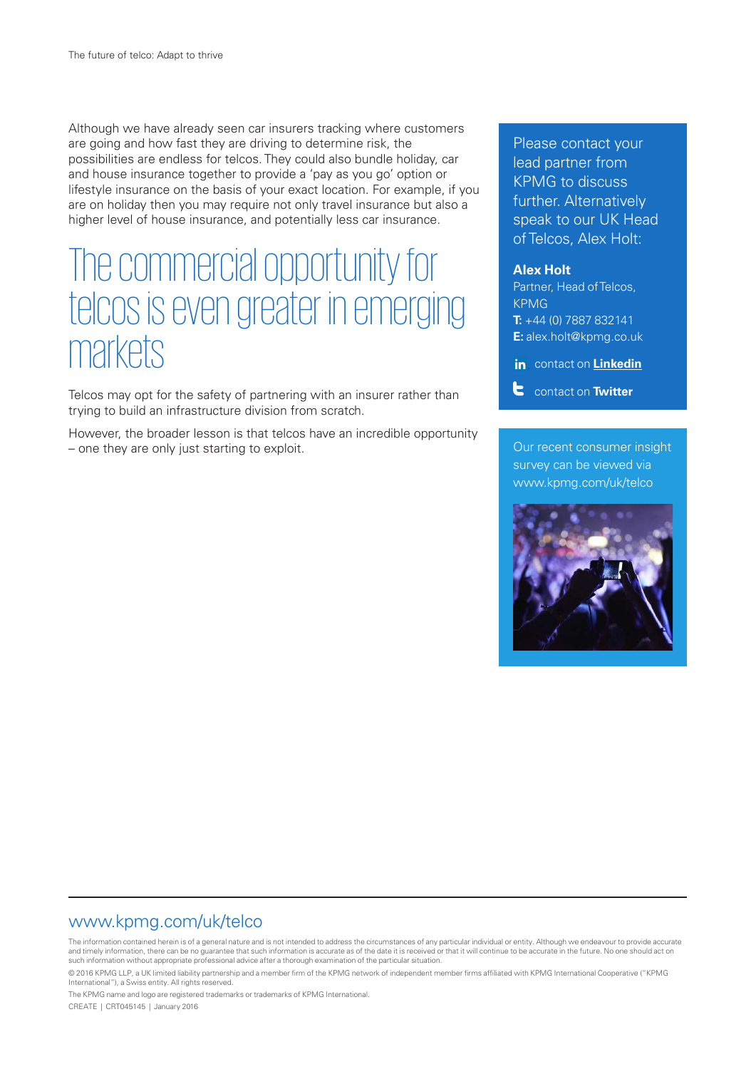Although we have already seen car insurers tracking where customers are going and how fast they are driving to determine risk, the possibilities are endless for telcos. They could also bundle holiday, car and house insurance together to provide a 'pay as you go' option or lifestyle insurance on the basis of your exact location. For example, if you are on holiday then you may require not only travel insurance but also a higher level of house insurance, and potentially less car insurance.

## The commercial opportunity for telcos is even greater in emerging markets

Telcos may opt for the safety of partnering with an insurer rather than trying to build an infrastructure division from scratch.

However, the broader lesson is that telcos have an incredible opportunity – one they are only just starting to exploit.

Please contact your lead partner from KPMG to discuss further. Alternatively speak to our UK Head of Telcos, Alex Holt:

**Alex Holt**
Partner, Head of Telcos, KPMG
**T:** +44 (0) 7887 832141
**E:** alex.holt@kpmg.co.uk

contact on **Linkedin**

contact on **Twitter**

Our recent consumer insight survey can be viewed via www.kpmg.com/uk/telco

www.kpmg.com/uk/telco

The information contained herein is of a general nature and is not intended to address the circumstances of any particular individual or entity. Although we endeavour to provide accurate and timely information, there can be no guarantee that such information is accurate as of the date it is received or that it will continue to be accurate in the future. No one should act on such information without appropriate professional advice after a thorough examination of the particular situation.

© 2016 KPMG LLP, a UK limited liability partnership and a member firm of the KPMG network of independent member firms affiliated with KPMG International Cooperative ("KPMG International"), a Swiss entity. All rights reserved.

The KPMG name and logo are registered trademarks or trademarks of KPMG International.

CREATE | CRT045145 | January 2016